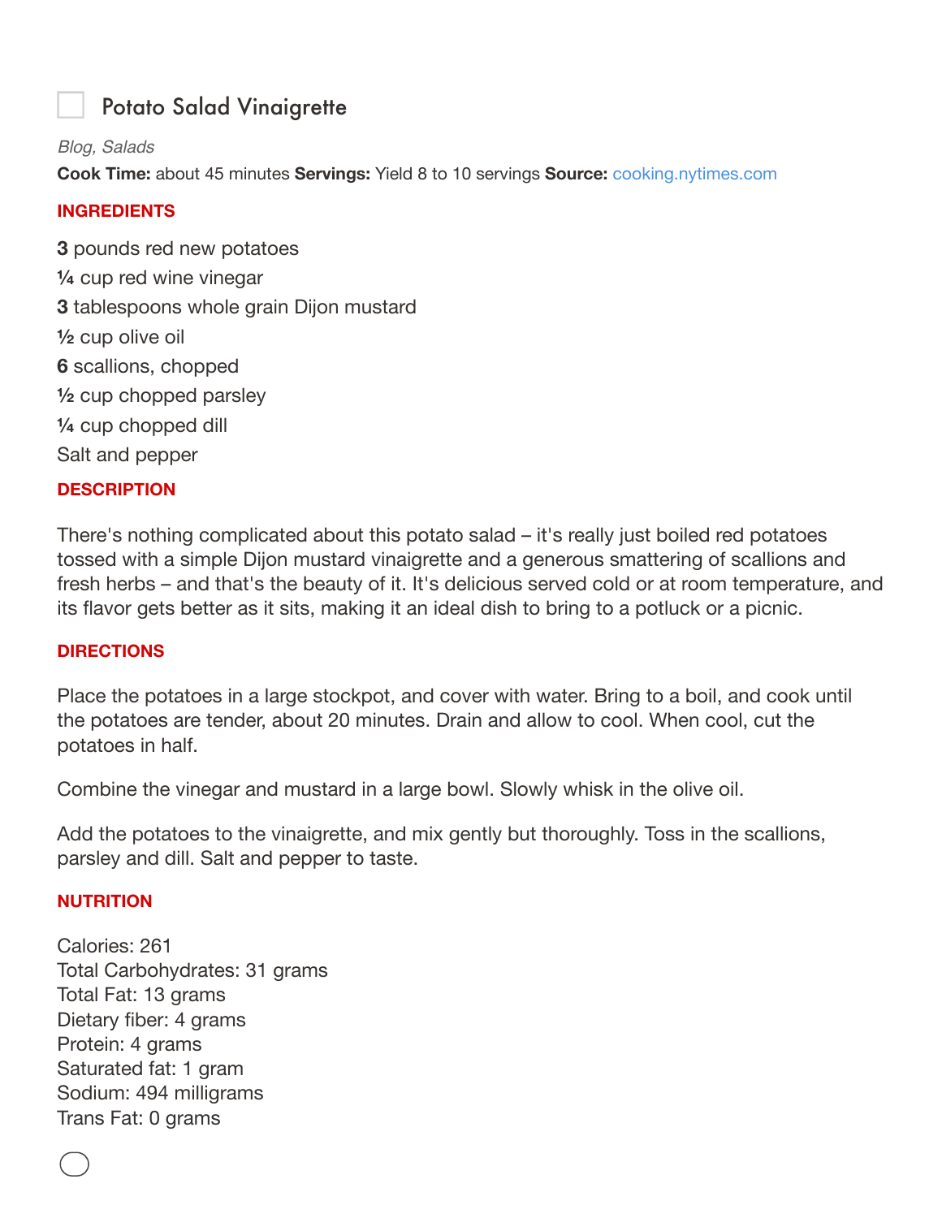# Potato Salad Vinaigrette

*Blog, Salads*

**Cook Time:** about 45 minutes **Servings:** Yield 8 to 10 servings **Source:** cooking.nytimes.com

## INGREDIENTS

**3** pounds red new potatoes
¼ cup red wine vinegar
**3** tablespoons whole grain Dijon mustard
½ cup olive oil
**6** scallions, chopped
½ cup chopped parsley
¼ cup chopped dill
Salt and pepper

## DESCRIPTION

There's nothing complicated about this potato salad – it's really just boiled red potatoes tossed with a simple Dijon mustard vinaigrette and a generous smattering of scallions and fresh herbs – and that's the beauty of it. It's delicious served cold or at room temperature, and its flavor gets better as it sits, making it an ideal dish to bring to a potluck or a picnic.

## DIRECTIONS

Place the potatoes in a large stockpot, and cover with water. Bring to a boil, and cook until the potatoes are tender, about 20 minutes. Drain and allow to cool. When cool, cut the potatoes in half.

Combine the vinegar and mustard in a large bowl. Slowly whisk in the olive oil.

Add the potatoes to the vinaigrette, and mix gently but thoroughly. Toss in the scallions, parsley and dill. Salt and pepper to taste.

## NUTRITION

Calories: 261
Total Carbohydrates: 31 grams
Total Fat: 13 grams
Dietary fiber: 4 grams
Protein: 4 grams
Saturated fat: 1 gram
Sodium: 494 milligrams
Trans Fat: 0 grams